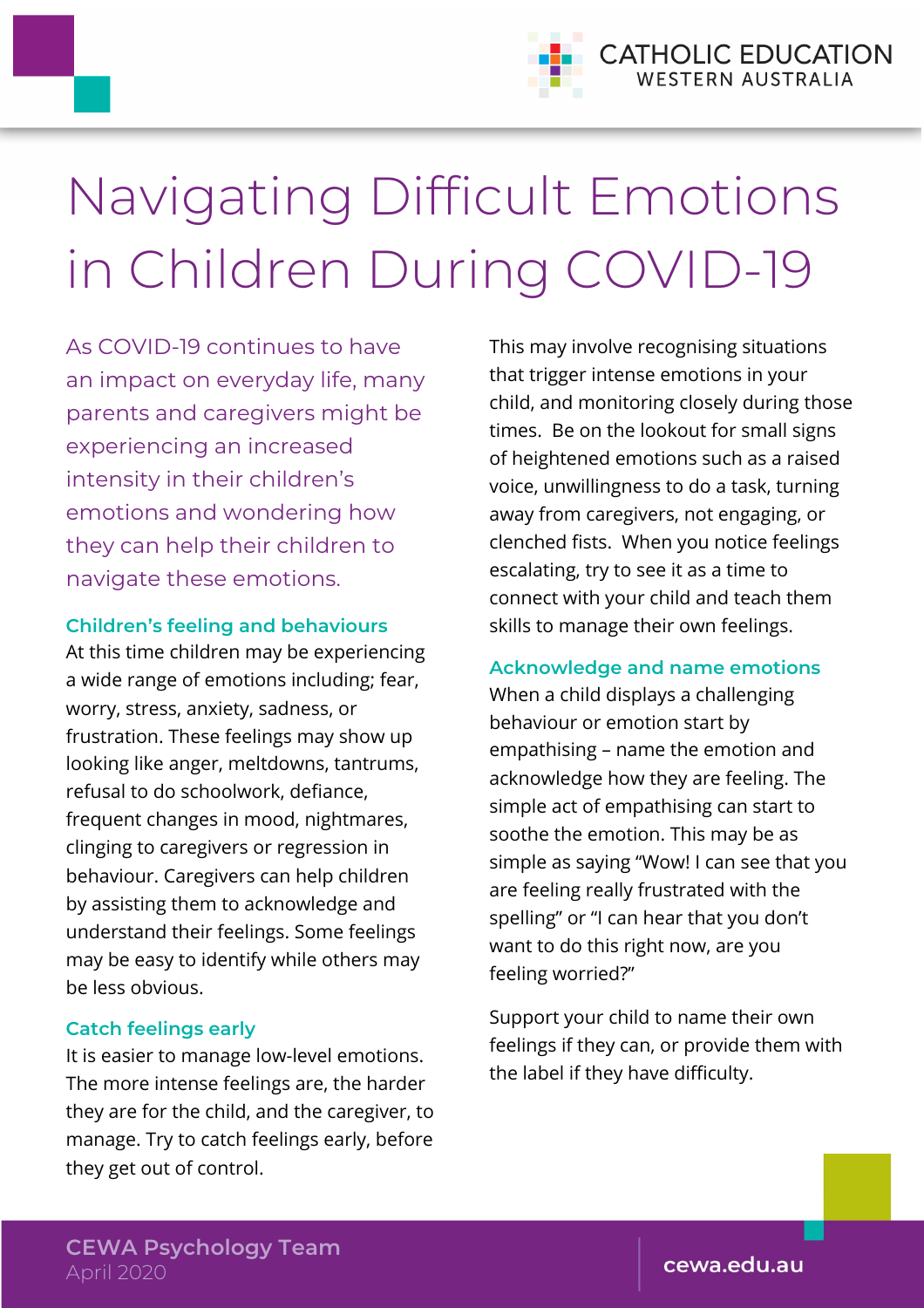# Navigating Difficult Emotions in Children During COVID-19

As COVID-19 continues to have an impact on everyday life, many parents and caregivers might be experiencing an increased intensity in their children's emotions and wondering how they can help their children to navigate these emotions.

### Children's feeling and behaviours

At this time children may be experiencing a wide range of emotions including; fear, worry, stress, anxiety, sadness, or frustration. These feelings may show up looking like anger, meltdowns, tantrums, refusal to do schoolwork, defiance, frequent changes in mood, nightmares, clinging to caregivers or regression in behaviour. Caregivers can help children by assisting them to acknowledge and understand their feelings. Some feelings may be easy to identify while others may be less obvious.

### Catch feelings early

It is easier to manage low-level emotions. The more intense feelings are, the harder they are for the child, and the caregiver, to manage. Try to catch feelings early, before they get out of control.

This may involve recognising situations that trigger intense emotions in your child, and monitoring closely during those times. Be on the lookout for small signs of heightened emotions such as a raised voice, unwillingness to do a task, turning away from caregivers, not engaging, or clenched fists. When you notice feelings escalating, try to see it as a time to connect with your child and teach them skills to manage their own feelings.

### Acknowledge and name emotions

When a child displays a challenging behaviour or emotion start by empathising – name the emotion and acknowledge how they are feeling. The simple act of empathising can start to soothe the emotion. This may be as simple as saying "Wow! I can see that you are feeling really frustrated with the spelling" or "I can hear that you don't want to do this right now, are you feeling worried?"

Support your child to name their own feelings if they can, or provide them with the label if they have difficulty.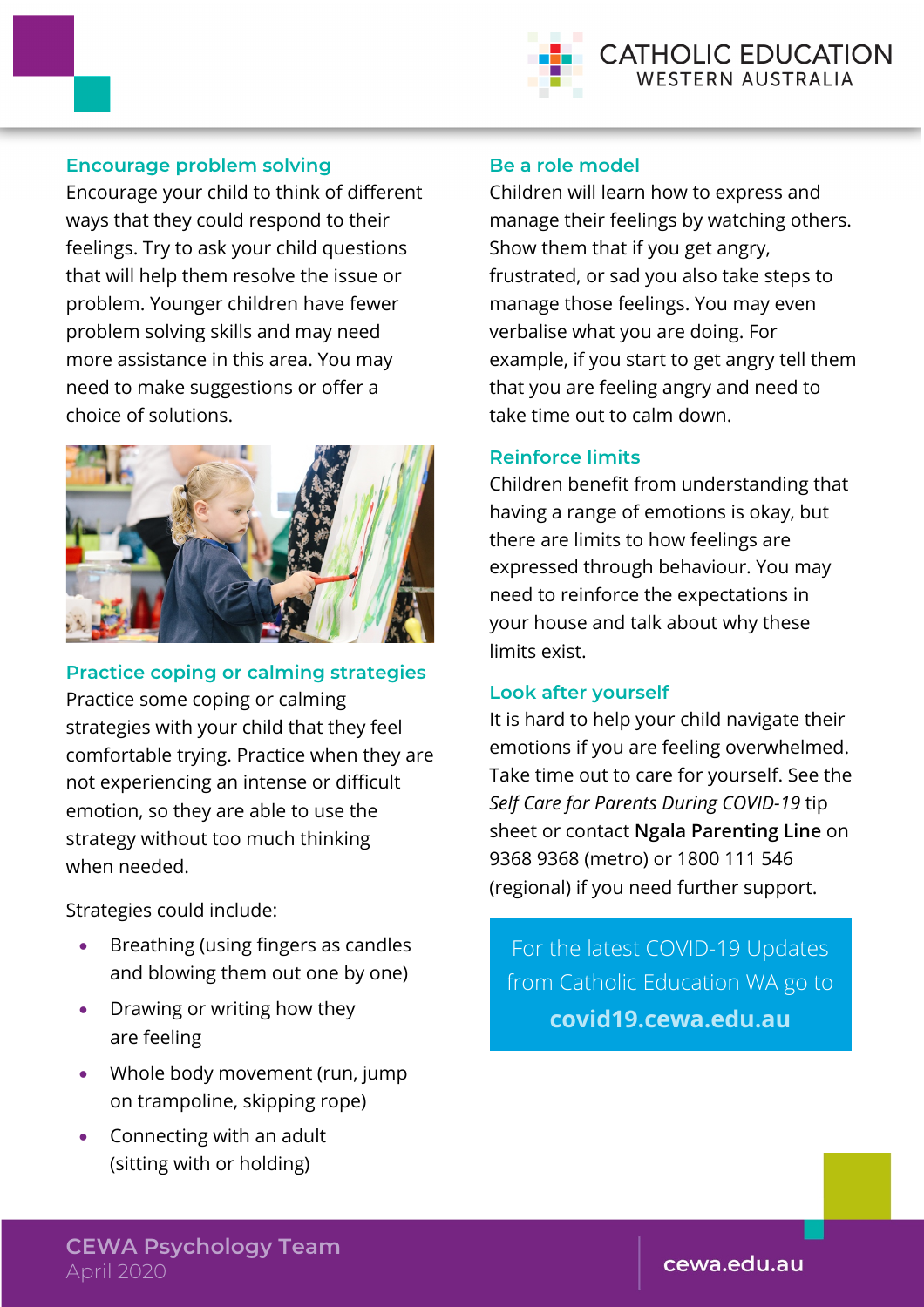### Encourage problem solving

Encourage your child to think of different ways that they could respond to their feelings. Try to ask your child questions that will help them resolve the issue or problem. Younger children have fewer problem solving skills and may need more assistance in this area. You may need to make suggestions or offer a choice of solutions.

### Practice coping or calming strategies

Practice some coping or calming strategies with your child that they feel comfortable trying. Practice when they are not experiencing an intense or difficult emotion, so they are able to use the strategy without too much thinking when needed.

Strategies could include:

- Breathing (using fingers as candles and blowing them out one by one)
- Drawing or writing how they are feeling
- Whole body movement (run, jump on trampoline, skipping rope)
- Connecting with an adult (sitting with or holding)

### Be a role model

Children will learn how to express and manage their feelings by watching others. Show them that if you get angry, frustrated, or sad you also take steps to manage those feelings. You may even verbalise what you are doing. For example, if you start to get angry tell them that you are feeling angry and need to take time out to calm down.

### Reinforce limits

Children benefit from understanding that having a range of emotions is okay, but there are limits to how feelings are expressed through behaviour. You may need to reinforce the expectations in your house and talk about why these limits exist.

### Look after yourself

It is hard to help your child navigate their emotions if you are feeling overwhelmed. Take time out to care for yourself. See the *Self Care for Parents During COVID-19* tip sheet or contact **Ngala Parenting Line** on 9368 9368 (metro) or 1800 111 546 (regional) if you need further support.

For the latest COVID-19 Updates from Catholic Education WA go to **covid19.cewa.edu.au**

**CEWA Psychology Team**
April 2020

**cewa.edu.au**